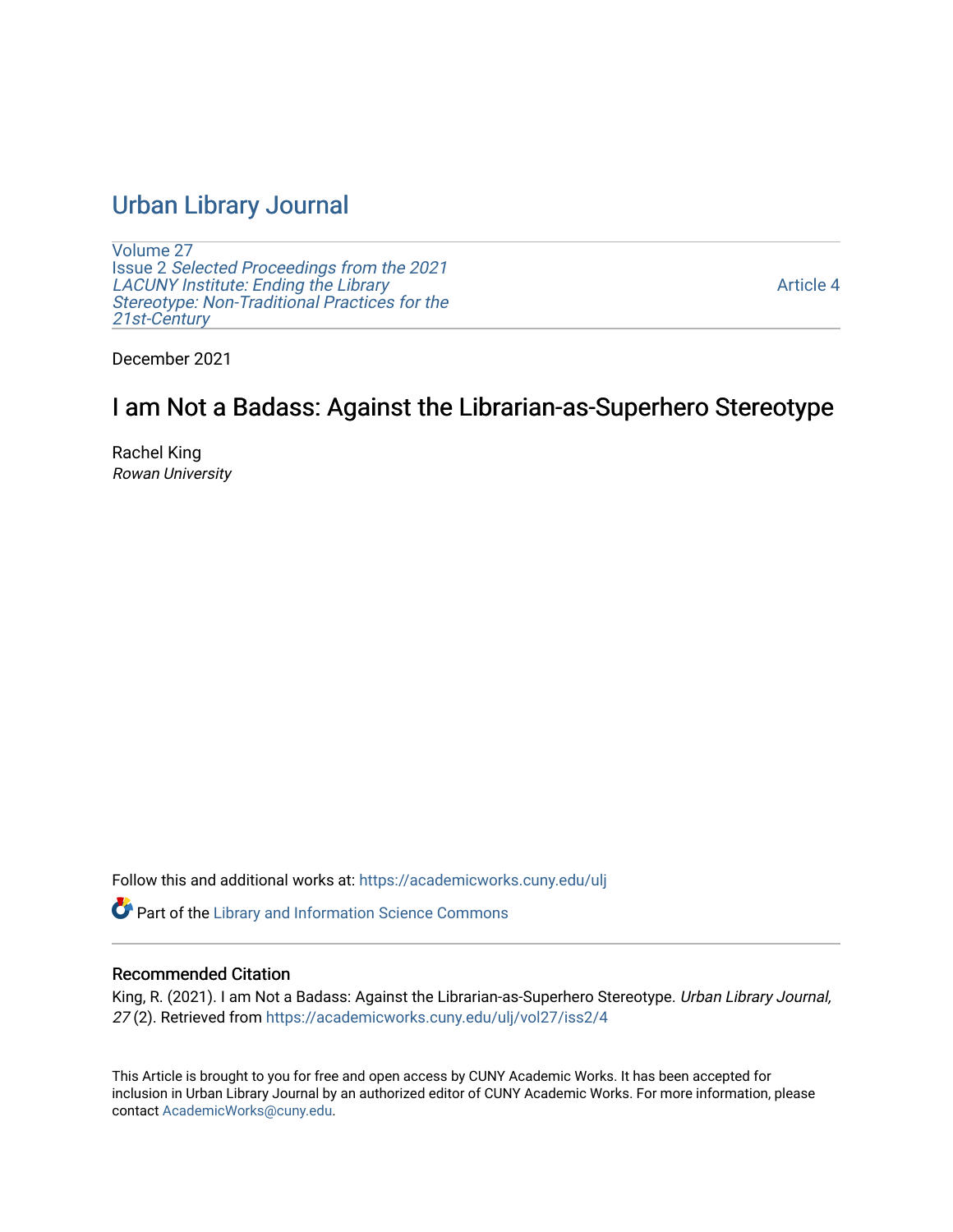# Urban Library Journal

Volume 27
Issue 2 *Selected Proceedings from the 2021 LACUNY Institute: Ending the Library Stereotype: Non-Traditional Practices for the 21st-Century*

Article 4

December 2021

## I am Not a Badass: Against the Librarian-as-Superhero Stereotype

Rachel King
*Rowan University*

Follow this and additional works at: https://academicworks.cuny.edu/ulj

Part of the Library and Information Science Commons

### Recommended Citation

King, R. (2021). I am Not a Badass: Against the Librarian-as-Superhero Stereotype. *Urban Library Journal, 27* (2). Retrieved from https://academicworks.cuny.edu/ulj/vol27/iss2/4

This Article is brought to you for free and open access by CUNY Academic Works. It has been accepted for inclusion in Urban Library Journal by an authorized editor of CUNY Academic Works. For more information, please contact AcademicWorks@cuny.edu.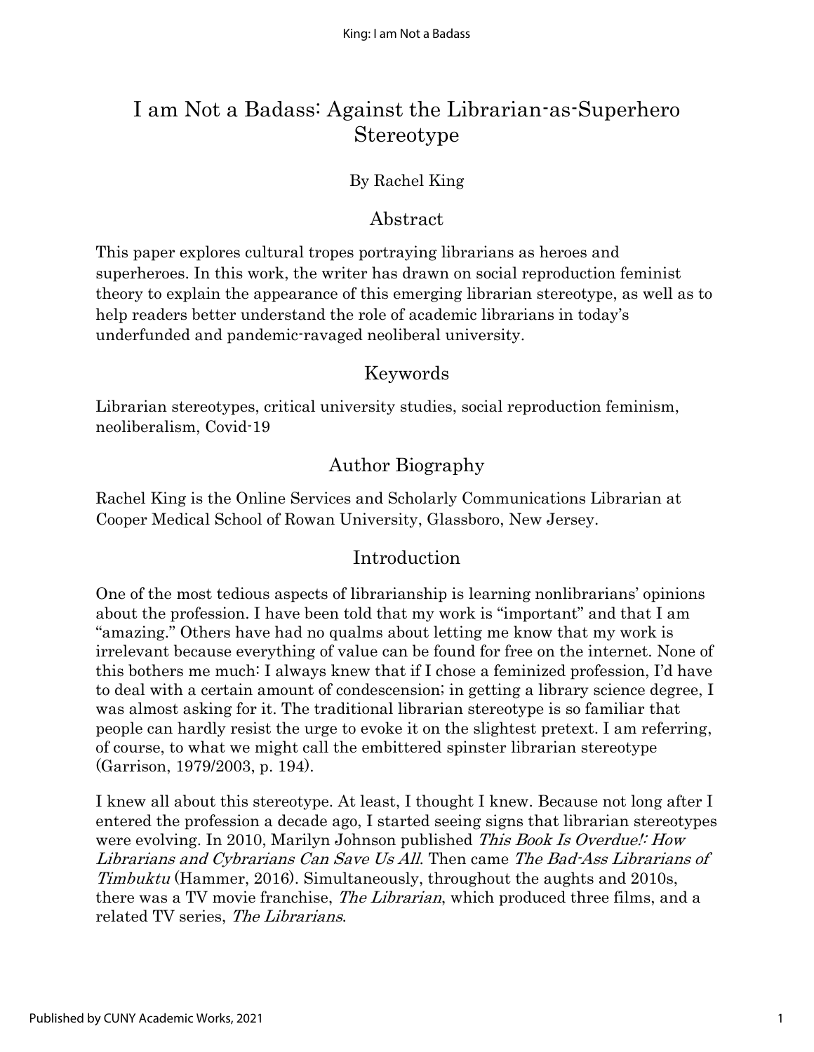# I am Not a Badass: Against the Librarian-as-Superhero Stereotype

By Rachel King

## Abstract

This paper explores cultural tropes portraying librarians as heroes and superheroes. In this work, the writer has drawn on social reproduction feminist theory to explain the appearance of this emerging librarian stereotype, as well as to help readers better understand the role of academic librarians in today's underfunded and pandemic-ravaged neoliberal university.

## Keywords

Librarian stereotypes, critical university studies, social reproduction feminism, neoliberalism, Covid-19

## Author Biography

Rachel King is the Online Services and Scholarly Communications Librarian at Cooper Medical School of Rowan University, Glassboro, New Jersey.

## Introduction

One of the most tedious aspects of librarianship is learning nonlibrarians' opinions about the profession. I have been told that my work is "important" and that I am "amazing." Others have had no qualms about letting me know that my work is irrelevant because everything of value can be found for free on the internet. None of this bothers me much: I always knew that if I chose a feminized profession, I'd have to deal with a certain amount of condescension; in getting a library science degree, I was almost asking for it. The traditional librarian stereotype is so familiar that people can hardly resist the urge to evoke it on the slightest pretext. I am referring, of course, to what we might call the embittered spinster librarian stereotype (Garrison, 1979/2003, p. 194).

I knew all about this stereotype. At least, I thought I knew. Because not long after I entered the profession a decade ago, I started seeing signs that librarian stereotypes were evolving. In 2010, Marilyn Johnson published *This Book Is Overdue!: How Librarians and Cybrarians Can Save Us All*. Then came *The Bad-Ass Librarians of Timbuktu* (Hammer, 2016). Simultaneously, throughout the aughts and 2010s, there was a TV movie franchise, *The Librarian*, which produced three films, and a related TV series, *The Librarians*.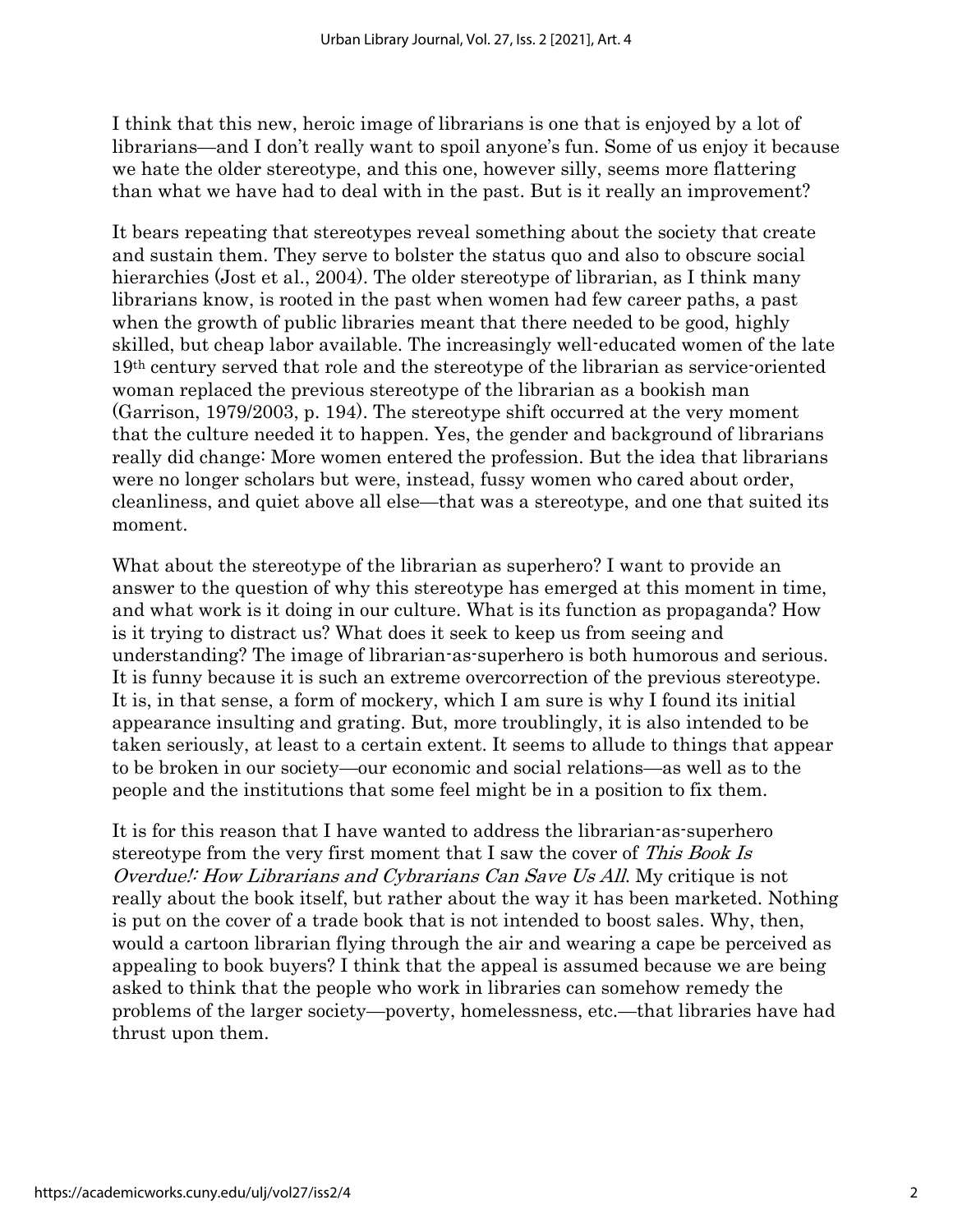I think that this new, heroic image of librarians is one that is enjoyed by a lot of librarians—and I don't really want to spoil anyone's fun. Some of us enjoy it because we hate the older stereotype, and this one, however silly, seems more flattering than what we have had to deal with in the past. But is it really an improvement?

It bears repeating that stereotypes reveal something about the society that create and sustain them. They serve to bolster the status quo and also to obscure social hierarchies (Jost et al., 2004). The older stereotype of librarian, as I think many librarians know, is rooted in the past when women had few career paths, a past when the growth of public libraries meant that there needed to be good, highly skilled, but cheap labor available. The increasingly well-educated women of the late 19th century served that role and the stereotype of the librarian as service-oriented woman replaced the previous stereotype of the librarian as a bookish man (Garrison, 1979/2003, p. 194). The stereotype shift occurred at the very moment that the culture needed it to happen. Yes, the gender and background of librarians really did change: More women entered the profession. But the idea that librarians were no longer scholars but were, instead, fussy women who cared about order, cleanliness, and quiet above all else—that was a stereotype, and one that suited its moment.

What about the stereotype of the librarian as superhero? I want to provide an answer to the question of why this stereotype has emerged at this moment in time, and what work is it doing in our culture. What is its function as propaganda? How is it trying to distract us? What does it seek to keep us from seeing and understanding? The image of librarian-as-superhero is both humorous and serious. It is funny because it is such an extreme overcorrection of the previous stereotype. It is, in that sense, a form of mockery, which I am sure is why I found its initial appearance insulting and grating. But, more troublingly, it is also intended to be taken seriously, at least to a certain extent. It seems to allude to things that appear to be broken in our society—our economic and social relations—as well as to the people and the institutions that some feel might be in a position to fix them.

It is for this reason that I have wanted to address the librarian-as-superhero stereotype from the very first moment that I saw the cover of *This Book Is Overdue!: How Librarians and Cybrarians Can Save Us All*. My critique is not really about the book itself, but rather about the way it has been marketed. Nothing is put on the cover of a trade book that is not intended to boost sales. Why, then, would a cartoon librarian flying through the air and wearing a cape be perceived as appealing to book buyers? I think that the appeal is assumed because we are being asked to think that the people who work in libraries can somehow remedy the problems of the larger society—poverty, homelessness, etc.—that libraries have had thrust upon them.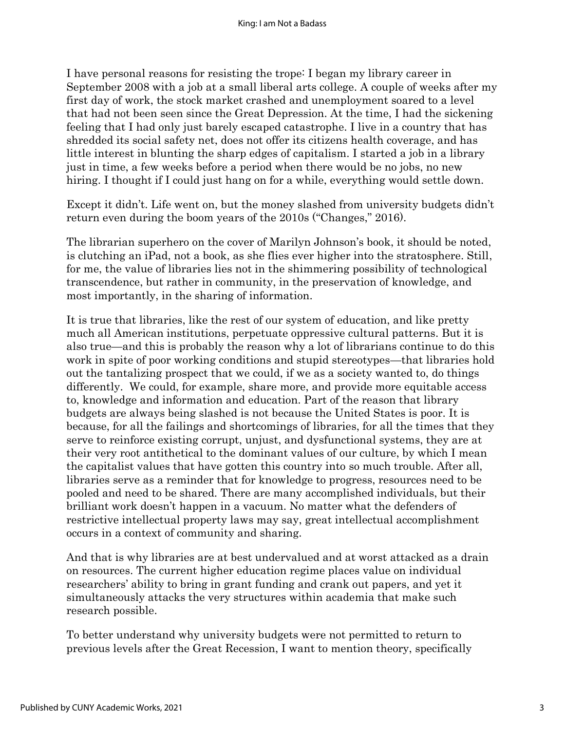I have personal reasons for resisting the trope: I began my library career in September 2008 with a job at a small liberal arts college. A couple of weeks after my first day of work, the stock market crashed and unemployment soared to a level that had not been seen since the Great Depression. At the time, I had the sickening feeling that I had only just barely escaped catastrophe. I live in a country that has shredded its social safety net, does not offer its citizens health coverage, and has little interest in blunting the sharp edges of capitalism. I started a job in a library just in time, a few weeks before a period when there would be no jobs, no new hiring. I thought if I could just hang on for a while, everything would settle down.

Except it didn't. Life went on, but the money slashed from university budgets didn't return even during the boom years of the 2010s ("Changes," 2016).

The librarian superhero on the cover of Marilyn Johnson's book, it should be noted, is clutching an iPad, not a book, as she flies ever higher into the stratosphere. Still, for me, the value of libraries lies not in the shimmering possibility of technological transcendence, but rather in community, in the preservation of knowledge, and most importantly, in the sharing of information.

It is true that libraries, like the rest of our system of education, and like pretty much all American institutions, perpetuate oppressive cultural patterns. But it is also true—and this is probably the reason why a lot of librarians continue to do this work in spite of poor working conditions and stupid stereotypes—that libraries hold out the tantalizing prospect that we could, if we as a society wanted to, do things differently. We could, for example, share more, and provide more equitable access to, knowledge and information and education. Part of the reason that library budgets are always being slashed is not because the United States is poor. It is because, for all the failings and shortcomings of libraries, for all the times that they serve to reinforce existing corrupt, unjust, and dysfunctional systems, they are at their very root antithetical to the dominant values of our culture, by which I mean the capitalist values that have gotten this country into so much trouble. After all, libraries serve as a reminder that for knowledge to progress, resources need to be pooled and need to be shared. There are many accomplished individuals, but their brilliant work doesn't happen in a vacuum. No matter what the defenders of restrictive intellectual property laws may say, great intellectual accomplishment occurs in a context of community and sharing.

And that is why libraries are at best undervalued and at worst attacked as a drain on resources. The current higher education regime places value on individual researchers' ability to bring in grant funding and crank out papers, and yet it simultaneously attacks the very structures within academia that make such research possible.

To better understand why university budgets were not permitted to return to previous levels after the Great Recession, I want to mention theory, specifically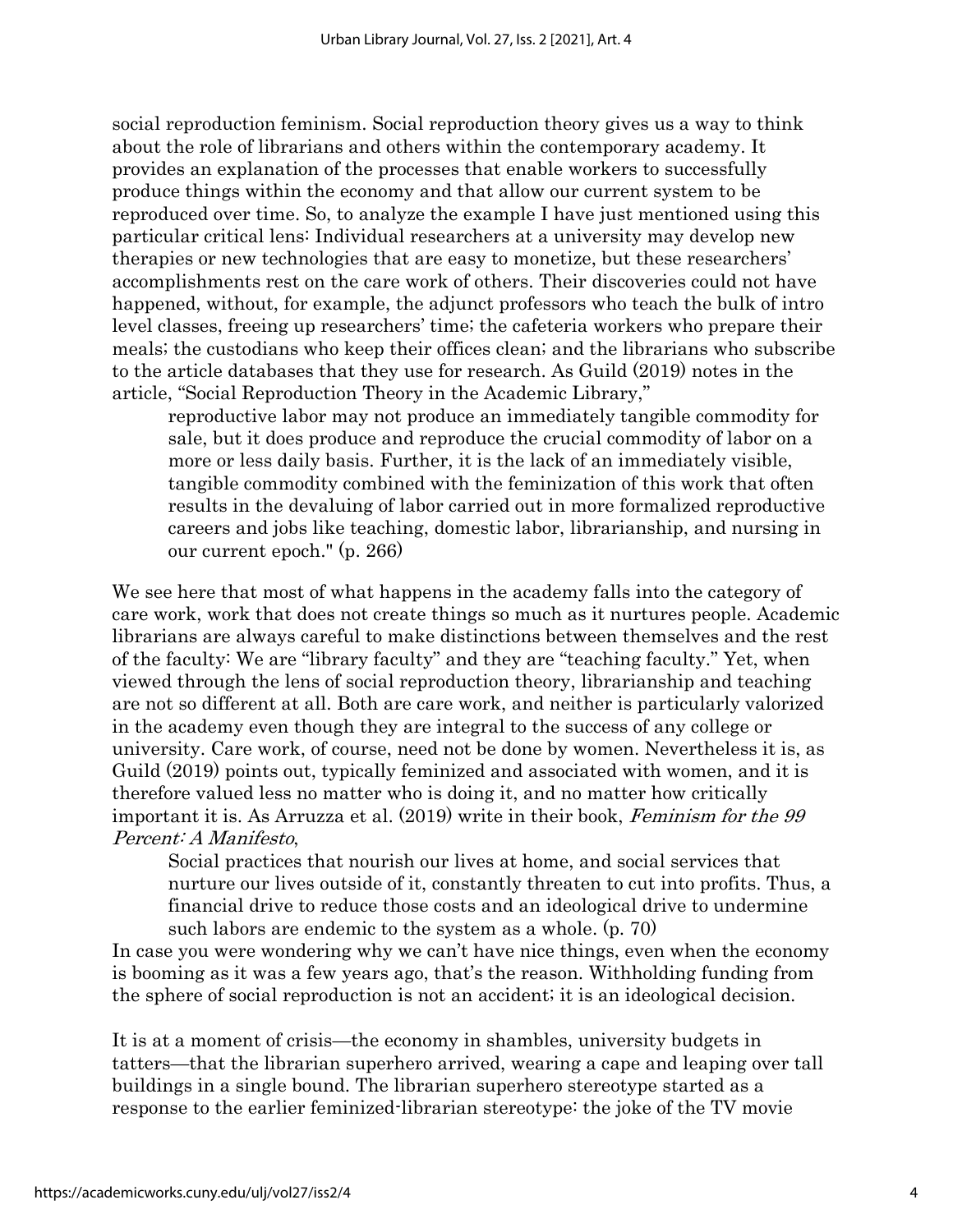social reproduction feminism. Social reproduction theory gives us a way to think about the role of librarians and others within the contemporary academy. It provides an explanation of the processes that enable workers to successfully produce things within the economy and that allow our current system to be reproduced over time. So, to analyze the example I have just mentioned using this particular critical lens: Individual researchers at a university may develop new therapies or new technologies that are easy to monetize, but these researchers' accomplishments rest on the care work of others. Their discoveries could not have happened, without, for example, the adjunct professors who teach the bulk of intro level classes, freeing up researchers' time; the cafeteria workers who prepare their meals; the custodians who keep their offices clean; and the librarians who subscribe to the article databases that they use for research. As Guild (2019) notes in the article, "Social Reproduction Theory in the Academic Library,"

> reproductive labor may not produce an immediately tangible commodity for sale, but it does produce and reproduce the crucial commodity of labor on a more or less daily basis. Further, it is the lack of an immediately visible, tangible commodity combined with the feminization of this work that often results in the devaluing of labor carried out in more formalized reproductive careers and jobs like teaching, domestic labor, librarianship, and nursing in our current epoch." (p. 266)

We see here that most of what happens in the academy falls into the category of care work, work that does not create things so much as it nurtures people. Academic librarians are always careful to make distinctions between themselves and the rest of the faculty: We are "library faculty" and they are "teaching faculty." Yet, when viewed through the lens of social reproduction theory, librarianship and teaching are not so different at all. Both are care work, and neither is particularly valorized in the academy even though they are integral to the success of any college or university. Care work, of course, need not be done by women. Nevertheless it is, as Guild (2019) points out, typically feminized and associated with women, and it is therefore valued less no matter who is doing it, and no matter how critically important it is. As Arruzza et al. (2019) write in their book, *Feminism for the 99 Percent: A Manifesto*,

> Social practices that nourish our lives at home, and social services that nurture our lives outside of it, constantly threaten to cut into profits. Thus, a financial drive to reduce those costs and an ideological drive to undermine such labors are endemic to the system as a whole. (p. 70)

In case you were wondering why we can't have nice things, even when the economy is booming as it was a few years ago, that's the reason. Withholding funding from the sphere of social reproduction is not an accident; it is an ideological decision.

It is at a moment of crisis—the economy in shambles, university budgets in tatters—that the librarian superhero arrived, wearing a cape and leaping over tall buildings in a single bound. The librarian superhero stereotype started as a response to the earlier feminized-librarian stereotype: the joke of the TV movie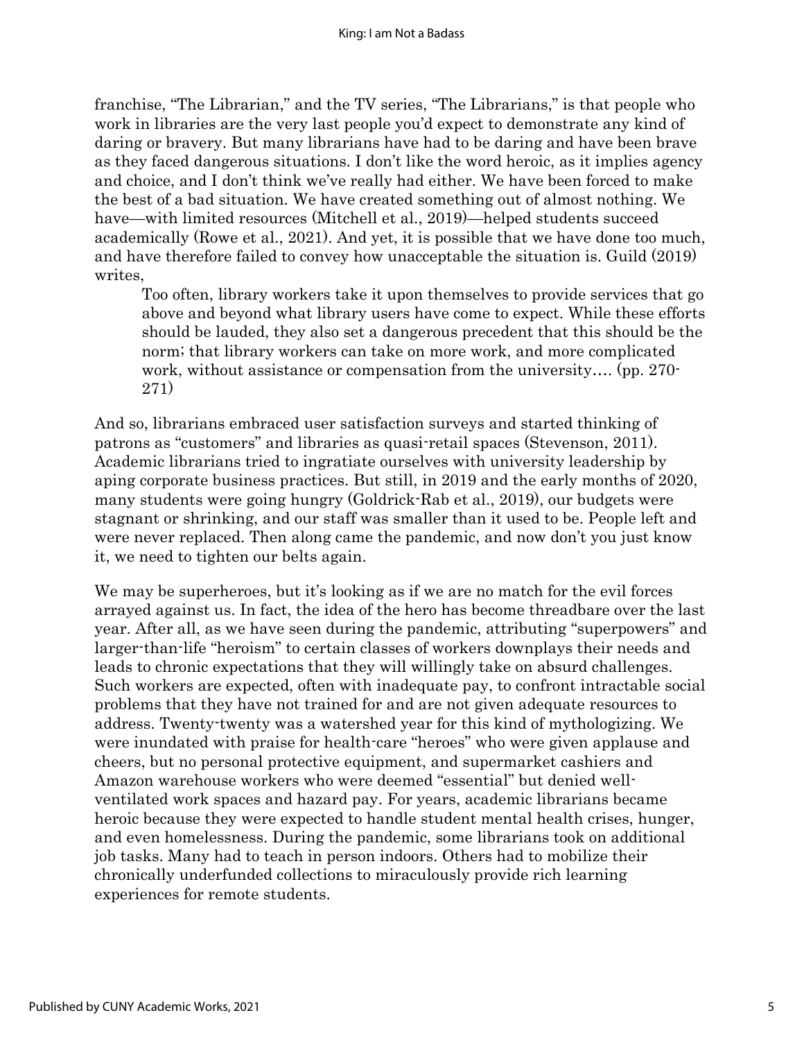franchise, "The Librarian," and the TV series, "The Librarians," is that people who work in libraries are the very last people you'd expect to demonstrate any kind of daring or bravery. But many librarians have had to be daring and have been brave as they faced dangerous situations. I don't like the word heroic, as it implies agency and choice, and I don't think we've really had either. We have been forced to make the best of a bad situation. We have created something out of almost nothing. We have—with limited resources (Mitchell et al., 2019)—helped students succeed academically (Rowe et al., 2021). And yet, it is possible that we have done too much, and have therefore failed to convey how unacceptable the situation is. Guild (2019) writes,

> Too often, library workers take it upon themselves to provide services that go above and beyond what library users have come to expect. While these efforts should be lauded, they also set a dangerous precedent that this should be the norm; that library workers can take on more work, and more complicated work, without assistance or compensation from the university…. (pp. 270-271)

And so, librarians embraced user satisfaction surveys and started thinking of patrons as "customers" and libraries as quasi-retail spaces (Stevenson, 2011). Academic librarians tried to ingratiate ourselves with university leadership by aping corporate business practices. But still, in 2019 and the early months of 2020, many students were going hungry (Goldrick-Rab et al., 2019), our budgets were stagnant or shrinking, and our staff was smaller than it used to be. People left and were never replaced. Then along came the pandemic, and now don't you just know it, we need to tighten our belts again.

We may be superheroes, but it's looking as if we are no match for the evil forces arrayed against us. In fact, the idea of the hero has become threadbare over the last year. After all, as we have seen during the pandemic, attributing "superpowers" and larger-than-life "heroism" to certain classes of workers downplays their needs and leads to chronic expectations that they will willingly take on absurd challenges. Such workers are expected, often with inadequate pay, to confront intractable social problems that they have not trained for and are not given adequate resources to address. Twenty-twenty was a watershed year for this kind of mythologizing. We were inundated with praise for health-care "heroes" who were given applause and cheers, but no personal protective equipment, and supermarket cashiers and Amazon warehouse workers who were deemed "essential" but denied well-ventilated work spaces and hazard pay. For years, academic librarians became heroic because they were expected to handle student mental health crises, hunger, and even homelessness. During the pandemic, some librarians took on additional job tasks. Many had to teach in person indoors. Others had to mobilize their chronically underfunded collections to miraculously provide rich learning experiences for remote students.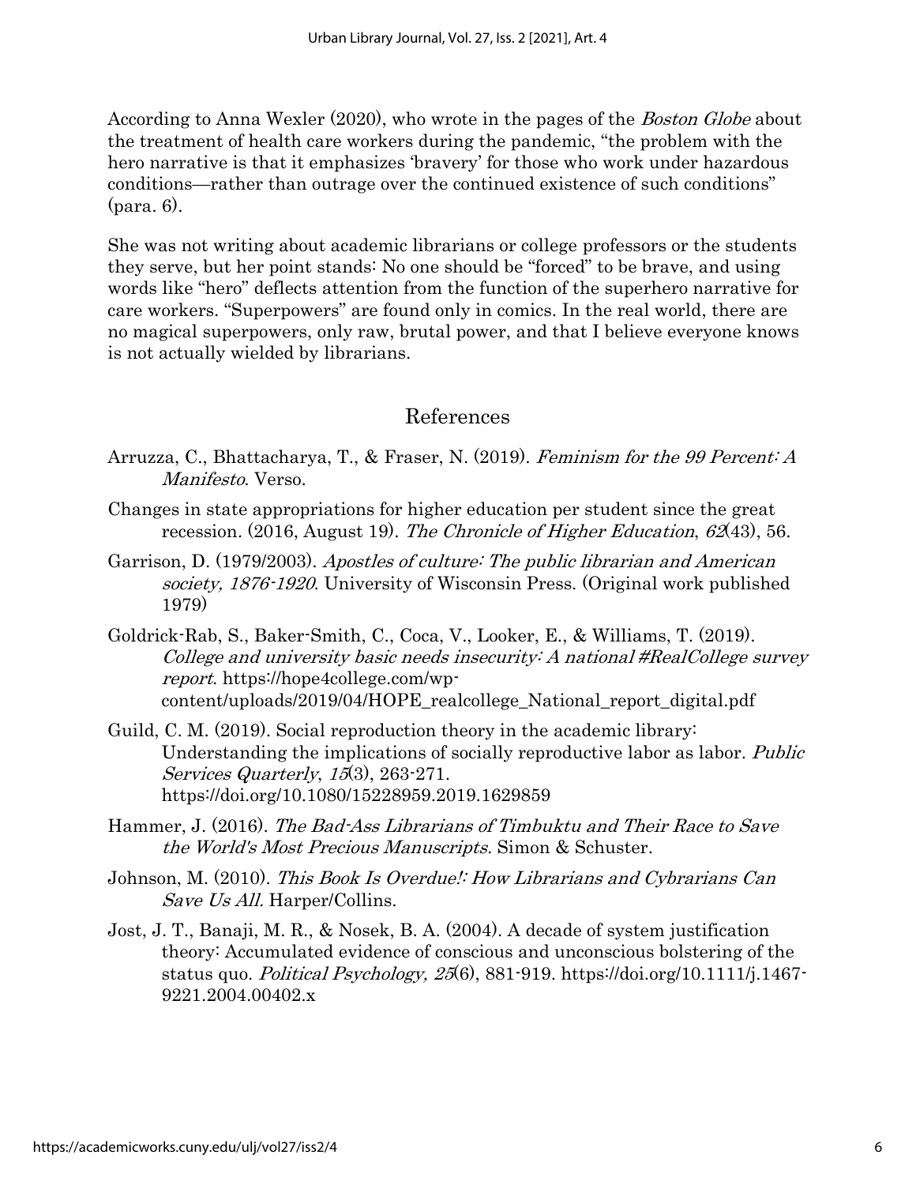According to Anna Wexler (2020), who wrote in the pages of the *Boston Globe* about the treatment of health care workers during the pandemic, "the problem with the hero narrative is that it emphasizes 'bravery' for those who work under hazardous conditions—rather than outrage over the continued existence of such conditions" (para. 6).

She was not writing about academic librarians or college professors or the students they serve, but her point stands: No one should be "forced" to be brave, and using words like "hero" deflects attention from the function of the superhero narrative for care workers. "Superpowers" are found only in comics. In the real world, there are no magical superpowers, only raw, brutal power, and that I believe everyone knows is not actually wielded by librarians.

## References

Arruzza, C., Bhattacharya, T., & Fraser, N. (2019). *Feminism for the 99 Percent: A Manifesto*. Verso.

Changes in state appropriations for higher education per student since the great recession. (2016, August 19). *The Chronicle of Higher Education*, *62*(43), 56.

Garrison, D. (1979/2003). *Apostles of culture: The public librarian and American society, 1876-1920*. University of Wisconsin Press. (Original work published 1979)

Goldrick-Rab, S., Baker-Smith, C., Coca, V., Looker, E., & Williams, T. (2019). *College and university basic needs insecurity: A national #RealCollege survey report*. https://hope4college.com/wp-content/uploads/2019/04/HOPE_realcollege_National_report_digital.pdf

Guild, C. M. (2019). Social reproduction theory in the academic library: Understanding the implications of socially reproductive labor as labor. *Public Services Quarterly*, *15*(3), 263-271. https://doi.org/10.1080/15228959.2019.1629859

Hammer, J. (2016). *The Bad-Ass Librarians of Timbuktu and Their Race to Save the World's Most Precious Manuscripts.* Simon & Schuster.

Johnson, M. (2010). *This Book Is Overdue!: How Librarians and Cybrarians Can Save Us All.* Harper/Collins.

Jost, J. T., Banaji, M. R., & Nosek, B. A. (2004). A decade of system justification theory: Accumulated evidence of conscious and unconscious bolstering of the status quo. *Political Psychology, 25*(6), 881-919. https://doi.org/10.1111/j.1467-9221.2004.00402.x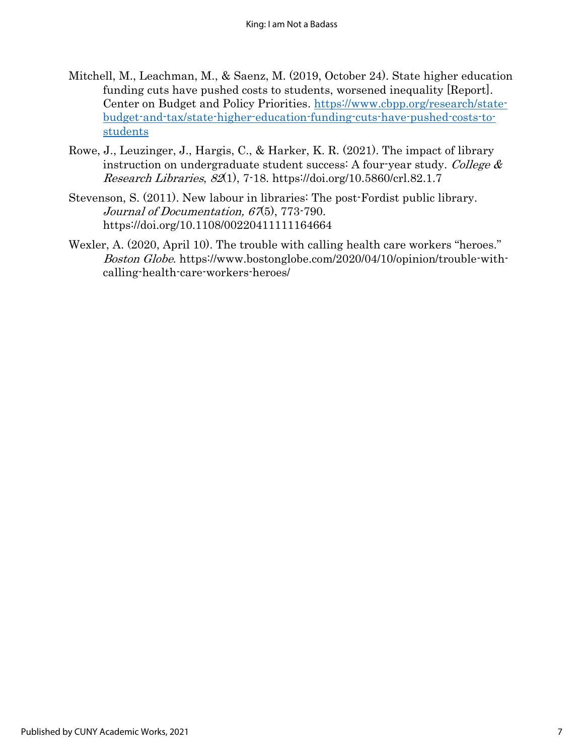Mitchell, M., Leachman, M., & Saenz, M. (2019, October 24). State higher education funding cuts have pushed costs to students, worsened inequality [Report]. Center on Budget and Policy Priorities. https://www.cbpp.org/research/state-budget-and-tax/state-higher-education-funding-cuts-have-pushed-costs-to-students

Rowe, J., Leuzinger, J., Hargis, C., & Harker, K. R. (2021). The impact of library instruction on undergraduate student success: A four-year study. *College & Research Libraries*, *82*(1), 7-18. https://doi.org/10.5860/crl.82.1.7

Stevenson, S. (2011). New labour in libraries: The post-Fordist public library. *Journal of Documentation, 67*(5), 773-790. https://doi.org/10.1108/00220411111164664

Wexler, A. (2020, April 10). The trouble with calling health care workers "heroes." *Boston Globe*. https://www.bostonglobe.com/2020/04/10/opinion/trouble-with-calling-health-care-workers-heroes/